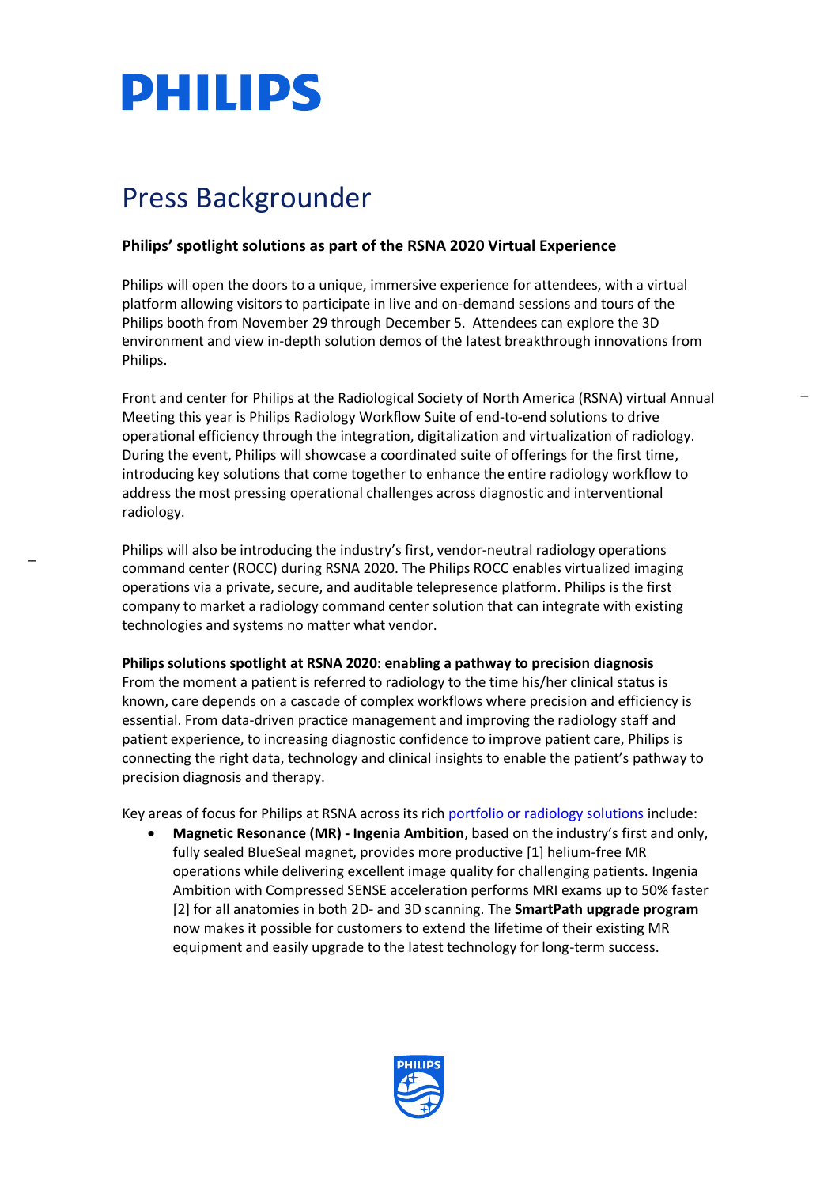# Press Backgrounder

**Philips' spotlight solutions as part of the RSNA 2020 Virtual Experience**

Philips will open the doors to a unique, immersive experience for attendees, with a virtual platform allowing visitors to participate in live and on-demand sessions and tours of the Philips booth from November 29 through December 5. Attendees can explore the 3D environment and view in-depth solution demos of the latest breakthrough innovations from Philips.

Front and center for Philips at the Radiological Society of North America (RSNA) virtual Annual Meeting this year is Philips Radiology Workflow Suite of end-to-end solutions to drive operational efficiency through the integration, digitalization and virtualization of radiology. During the event, Philips will showcase a coordinated suite of offerings for the first time, introducing key solutions that come together to enhance the entire radiology workflow to address the most pressing operational challenges across diagnostic and interventional radiology.

Philips will also be introducing the industry's first, vendor-neutral radiology operations command center (ROCC) during RSNA 2020. The Philips ROCC enables virtualized imaging operations via a private, secure, and auditable telepresence platform. Philips is the first company to market a radiology command center solution that can integrate with existing technologies and systems no matter what vendor.

**Philips solutions spotlight at RSNA 2020: enabling a pathway to precision diagnosis**
From the moment a patient is referred to radiology to the time his/her clinical status is known, care depends on a cascade of complex workflows where precision and efficiency is essential. From data-driven practice management and improving the radiology staff and patient experience, to increasing diagnostic confidence to improve patient care, Philips is connecting the right data, technology and clinical insights to enable the patient's pathway to precision diagnosis and therapy.

Key areas of focus for Philips at RSNA across its rich portfolio or radiology solutions include:

- **Magnetic Resonance (MR) - Ingenia Ambition**, based on the industry's first and only, fully sealed BlueSeal magnet, provides more productive [1] helium-free MR operations while delivering excellent image quality for challenging patients. Ingenia Ambition with Compressed SENSE acceleration performs MRI exams up to 50% faster [2] for all anatomies in both 2D- and 3D scanning. The **SmartPath upgrade program** now makes it possible for customers to extend the lifetime of their existing MR equipment and easily upgrade to the latest technology for long-term success.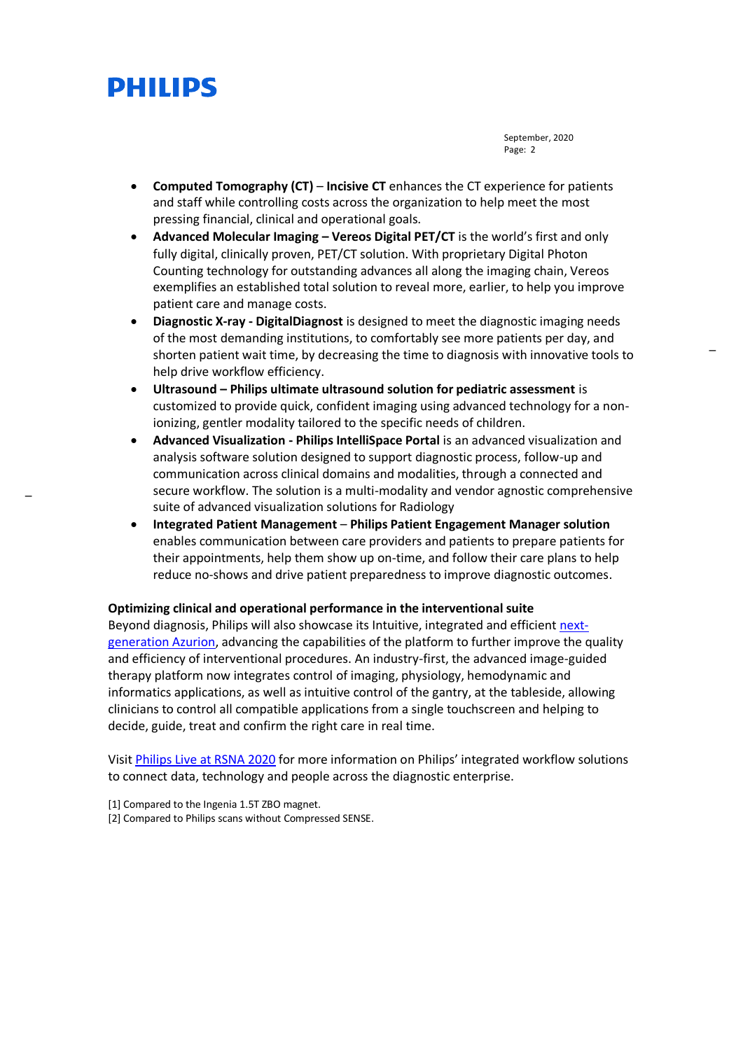- **Computed Tomography (CT)** – **Incisive CT** enhances the CT experience for patients and staff while controlling costs across the organization to help meet the most pressing financial, clinical and operational goals.
- **Advanced Molecular Imaging – Vereos Digital PET/CT** is the world's first and only fully digital, clinically proven, PET/CT solution. With proprietary Digital Photon Counting technology for outstanding advances all along the imaging chain, Vereos exemplifies an established total solution to reveal more, earlier, to help you improve patient care and manage costs.
- **Diagnostic X-ray - DigitalDiagnost** is designed to meet the diagnostic imaging needs of the most demanding institutions, to comfortably see more patients per day, and shorten patient wait time, by decreasing the time to diagnosis with innovative tools to help drive workflow efficiency.
- **Ultrasound – Philips ultimate ultrasound solution for pediatric assessment** is customized to provide quick, confident imaging using advanced technology for a non-ionizing, gentler modality tailored to the specific needs of children.
- **Advanced Visualization - Philips IntelliSpace Portal** is an advanced visualization and analysis software solution designed to support diagnostic process, follow-up and communication across clinical domains and modalities, through a connected and secure workflow. The solution is a multi-modality and vendor agnostic comprehensive suite of advanced visualization solutions for Radiology
- **Integrated Patient Management** – **Philips Patient Engagement Manager solution** enables communication between care providers and patients to prepare patients for their appointments, help them show up on-time, and follow their care plans to help reduce no-shows and drive patient preparedness to improve diagnostic outcomes.

**Optimizing clinical and operational performance in the interventional suite**
Beyond diagnosis, Philips will also showcase its Intuitive, integrated and efficient next-generation Azurion, advancing the capabilities of the platform to further improve the quality and efficiency of interventional procedures. An industry-first, the advanced image-guided therapy platform now integrates control of imaging, physiology, hemodynamic and informatics applications, as well as intuitive control of the gantry, at the tableside, allowing clinicians to control all compatible applications from a single touchscreen and helping to decide, guide, treat and confirm the right care in real time.

Visit Philips Live at RSNA 2020 for more information on Philips' integrated workflow solutions to connect data, technology and people across the diagnostic enterprise.

[1] Compared to the Ingenia 1.5T ZBO magnet.
[2] Compared to Philips scans without Compressed SENSE.